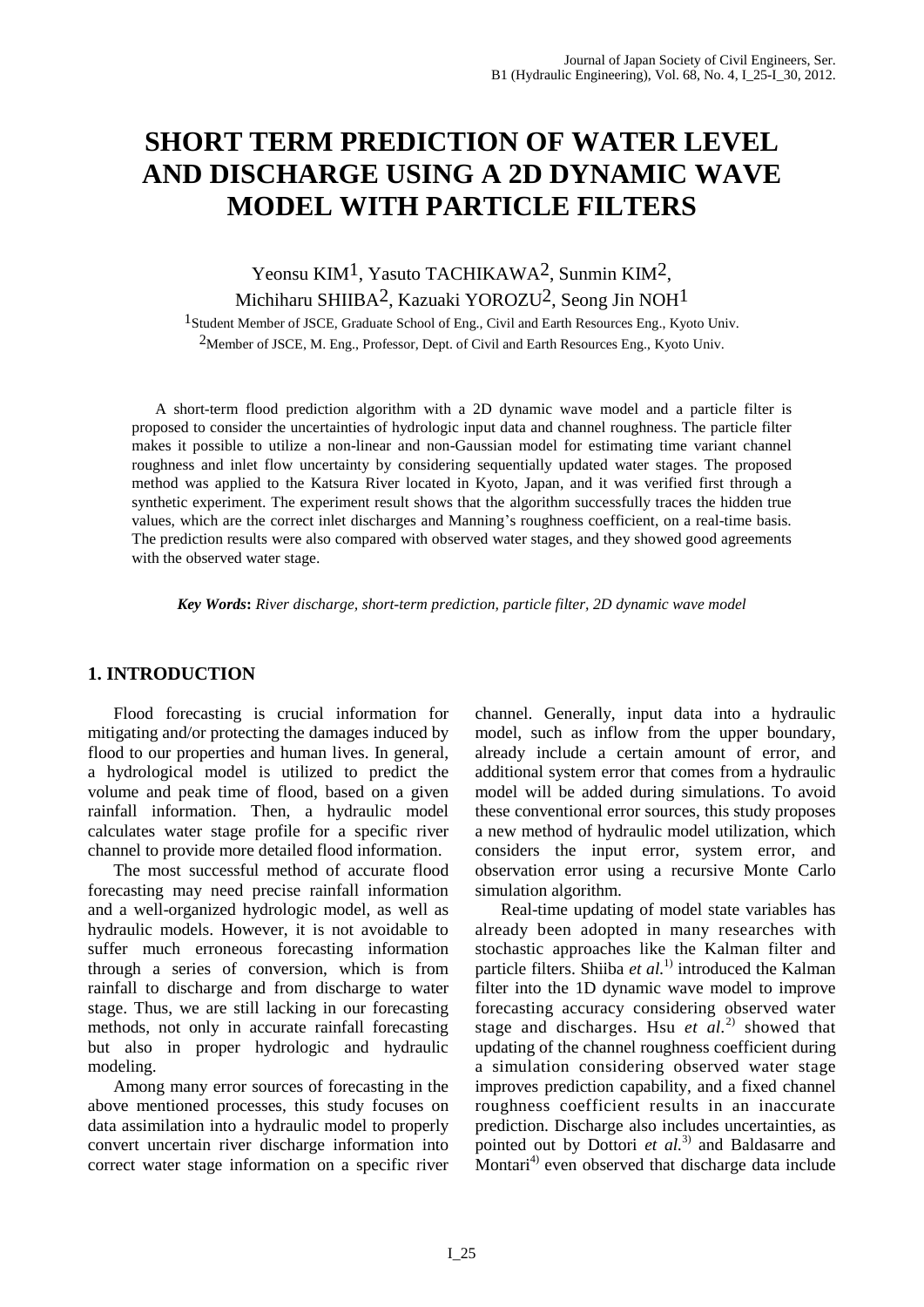# SHORT TERM PREDICTION OF WATER LEVEL AND DISCHARGE USING A 2D DYNAMIC WAVE MODEL WITH PARTICLE FILTERS

Yeonsu KIM[1], Yasuto TACHIKAWA[2], Sunmin KIM[2], Michiharu SHIIBA[2], Kazuaki YOROZU[2], Seong Jin NOH[1]

[1]Student Member of JSCE, Graduate School of Eng., Civil and Earth Resources Eng., Kyoto Univ.
[2]Member of JSCE, M. Eng., Professor, Dept. of Civil and Earth Resources Eng., Kyoto Univ.

A short-term flood prediction algorithm with a 2D dynamic wave model and a particle filter is proposed to consider the uncertainties of hydrologic input data and channel roughness. The particle filter makes it possible to utilize a non-linear and non-Gaussian model for estimating time variant channel roughness and inlet flow uncertainty by considering sequentially updated water stages. The proposed method was applied to the Katsura River located in Kyoto, Japan, and it was verified first through a synthetic experiment. The experiment result shows that the algorithm successfully traces the hidden true values, which are the correct inlet discharges and Manning's roughness coefficient, on a real-time basis. The prediction results were also compared with observed water stages, and they showed good agreements with the observed water stage.

***Key Words:*** *River discharge, short-term prediction, particle filter, 2D dynamic wave model*

## 1. INTRODUCTION

Flood forecasting is crucial information for mitigating and/or protecting the damages induced by flood to our properties and human lives. In general, a hydrological model is utilized to predict the volume and peak time of flood, based on a given rainfall information. Then, a hydraulic model calculates water stage profile for a specific river channel to provide more detailed flood information.

The most successful method of accurate flood forecasting may need precise rainfall information and a well-organized hydrologic model, as well as hydraulic models. However, it is not avoidable to suffer much erroneous forecasting information through a series of conversion, which is from rainfall to discharge and from discharge to water stage. Thus, we are still lacking in our forecasting methods, not only in accurate rainfall forecasting but also in proper hydrologic and hydraulic modeling.

Among many error sources of forecasting in the above mentioned processes, this study focuses on data assimilation into a hydraulic model to properly convert uncertain river discharge information into correct water stage information on a specific river channel. Generally, input data into a hydraulic model, such as inflow from the upper boundary, already include a certain amount of error, and additional system error that comes from a hydraulic model will be added during simulations. To avoid these conventional error sources, this study proposes a new method of hydraulic model utilization, which considers the input error, system error, and observation error using a recursive Monte Carlo simulation algorithm.

Real-time updating of model state variables has already been adopted in many researches with stochastic approaches like the Kalman filter and particle filters. Shiiba *et al.*[1)] introduced the Kalman filter into the 1D dynamic wave model to improve forecasting accuracy considering observed water stage and discharges. Hsu *et al.*[2)] showed that updating of the channel roughness coefficient during a simulation considering observed water stage improves prediction capability, and a fixed channel roughness coefficient results in an inaccurate prediction. Discharge also includes uncertainties, as pointed out by Dottori *et al.*[3)] and Baldasarre and Montari[4)] even observed that discharge data include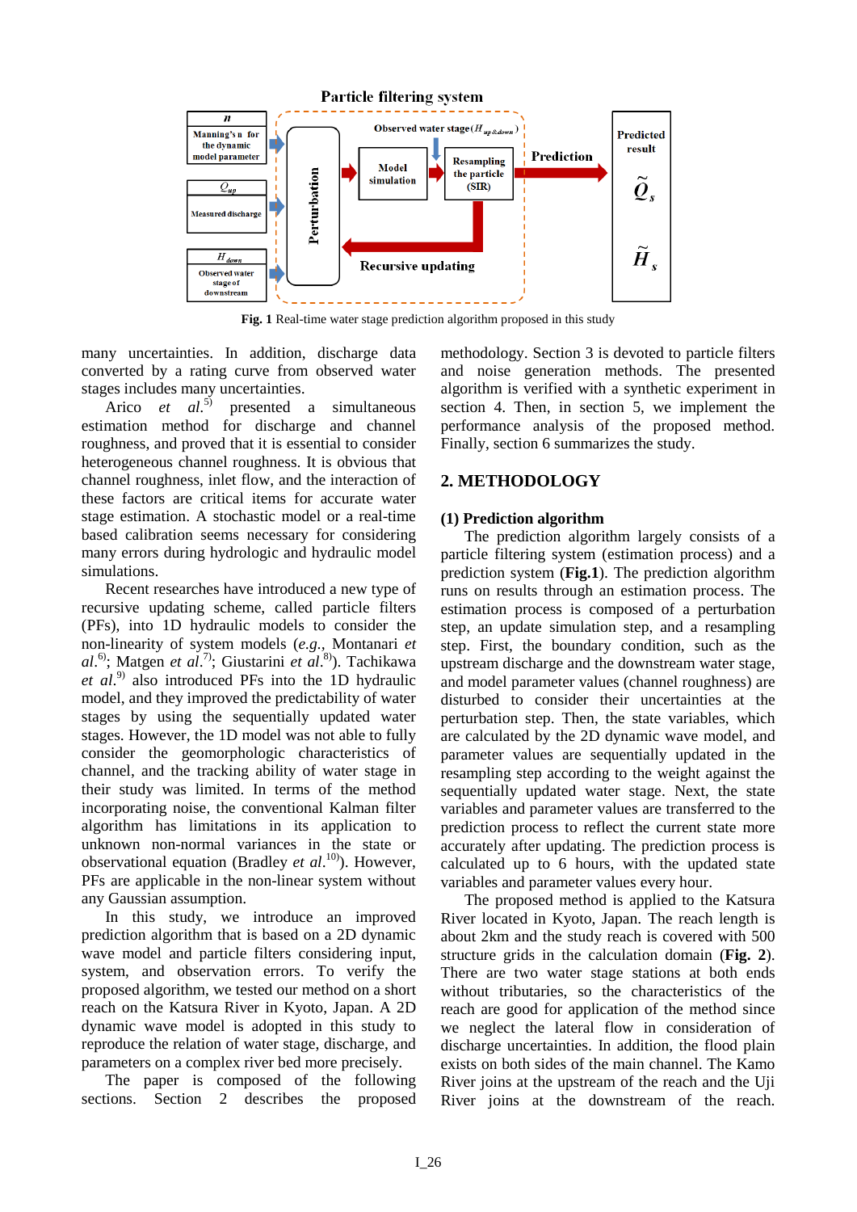**Fig. 1** Real-time water stage prediction algorithm proposed in this study

many uncertainties. In addition, discharge data converted by a rating curve from observed water stages includes many uncertainties.

Arico *et al.*[5] presented a simultaneous estimation method for discharge and channel roughness, and proved that it is essential to consider heterogeneous channel roughness. It is obvious that channel roughness, inlet flow, and the interaction of these factors are critical items for accurate water stage estimation. A stochastic model or a real-time based calibration seems necessary for considering many errors during hydrologic and hydraulic model simulations.

Recent researches have introduced a new type of recursive updating scheme, called particle filters (PFs), into 1D hydraulic models to consider the non-linearity of system models (*e.g.*, Montanari *et al.*[6]; Matgen *et al.*[7]; Giustarini *et al.*[8]). Tachikawa *et al.*[9] also introduced PFs into the 1D hydraulic model, and they improved the predictability of water stages by using the sequentially updated water stages. However, the 1D model was not able to fully consider the geomorphologic characteristics of channel, and the tracking ability of water stage in their study was limited. In terms of the method incorporating noise, the conventional Kalman filter algorithm has limitations in its application to unknown non-normal variances in the state or observational equation (Bradley *et al.*[10]). However, PFs are applicable in the non-linear system without any Gaussian assumption.

In this study, we introduce an improved prediction algorithm that is based on a 2D dynamic wave model and particle filters considering input, system, and observation errors. To verify the proposed algorithm, we tested our method on a short reach on the Katsura River in Kyoto, Japan. A 2D dynamic wave model is adopted in this study to reproduce the relation of water stage, discharge, and parameters on a complex river bed more precisely.

The paper is composed of the following sections. Section 2 describes the proposed methodology. Section 3 is devoted to particle filters and noise generation methods. The presented algorithm is verified with a synthetic experiment in section 4. Then, in section 5, we implement the performance analysis of the proposed method. Finally, section 6 summarizes the study.

## 2. METHODOLOGY

### (1) Prediction algorithm

The prediction algorithm largely consists of a particle filtering system (estimation process) and a prediction system (**Fig.1**). The prediction algorithm runs on results through an estimation process. The estimation process is composed of a perturbation step, an update simulation step, and a resampling step. First, the boundary condition, such as the upstream discharge and the downstream water stage, and model parameter values (channel roughness) are disturbed to consider their uncertainties at the perturbation step. Then, the state variables, which are calculated by the 2D dynamic wave model, and parameter values are sequentially updated in the resampling step according to the weight against the sequentially updated water stage. Next, the state variables and parameter values are transferred to the prediction process to reflect the current state more accurately after updating. The prediction process is calculated up to 6 hours, with the updated state variables and parameter values every hour.

The proposed method is applied to the Katsura River located in Kyoto, Japan. The reach length is about 2km and the study reach is covered with 500 structure grids in the calculation domain (**Fig. 2**). There are two water stage stations at both ends without tributaries, so the characteristics of the reach are good for application of the method since we neglect the lateral flow in consideration of discharge uncertainties. In addition, the flood plain exists on both sides of the main channel. The Kamo River joins at the upstream of the reach and the Uji River joins at the downstream of the reach.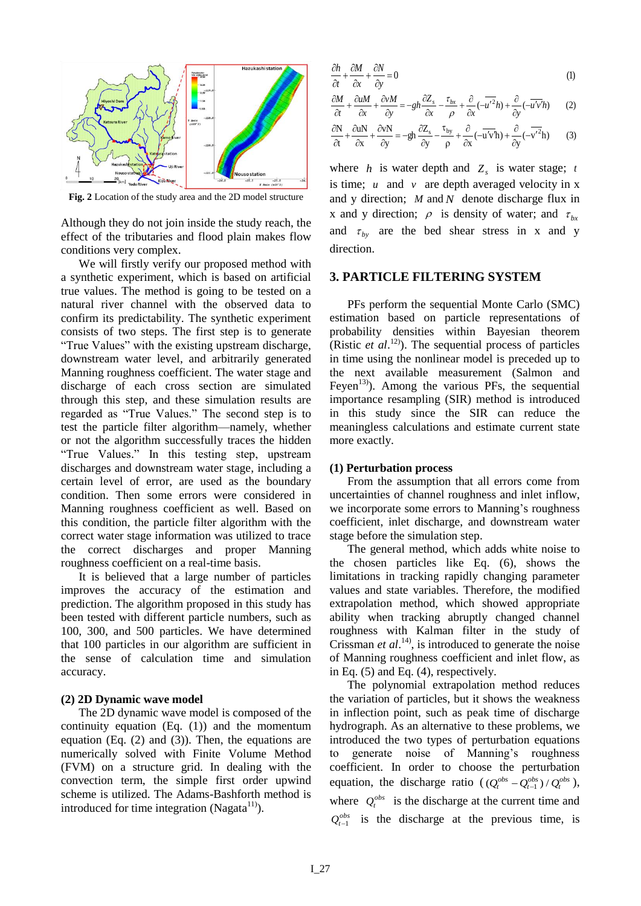Fig. 2 Location of the study area and the 2D model structure

Although they do not join inside the study reach, the effect of the tributaries and flood plain makes flow conditions very complex.

We will firstly verify our proposed method with a synthetic experiment, which is based on artificial true values. The method is going to be tested on a natural river channel with the observed data to confirm its predictability. The synthetic experiment consists of two steps. The first step is to generate "True Values" with the existing upstream discharge, downstream water level, and arbitrarily generated Manning roughness coefficient. The water stage and discharge of each cross section are simulated through this step, and these simulation results are regarded as "True Values." The second step is to test the particle filter algorithm—namely, whether or not the algorithm successfully traces the hidden "True Values." In this testing step, upstream discharges and downstream water stage, including a certain level of error, are used as the boundary condition. Then some errors were considered in Manning roughness coefficient as well. Based on this condition, the particle filter algorithm with the correct water stage information was utilized to trace the correct discharges and proper Manning roughness coefficient on a real-time basis.

It is believed that a large number of particles improves the accuracy of the estimation and prediction. The algorithm proposed in this study has been tested with different particle numbers, such as 100, 300, and 500 particles. We have determined that 100 particles in our algorithm are sufficient in the sense of calculation time and simulation accuracy.

### (2) 2D Dynamic wave model

The 2D dynamic wave model is composed of the continuity equation (Eq. (1)) and the momentum equation (Eq. (2) and (3)). Then, the equations are numerically solved with Finite Volume Method (FVM) on a structure grid. In dealing with the convection term, the simple first order upwind scheme is utilized. The Adams-Bashforth method is introduced for time integration (Nagata[11]).

$$\frac{\partial h}{\partial t}+\frac{\partial M}{\partial x}+\frac{\partial N}{\partial y}=0 \tag{1}$$

$$\frac{\partial M}{\partial t}+\frac{\partial uM}{\partial x}+\frac{\partial vM}{\partial y}=-gh\frac{\partial Z_s}{\partial x}-\frac{\tau_{bx}}{\rho}+\frac{\partial}{\partial x}(-\overline{u'^2}h)+\frac{\partial}{\partial y}(-\overline{u'v'}h) \tag{2}$$

$$\frac{\partial N}{\partial t}+\frac{\partial uN}{\partial x}+\frac{\partial vN}{\partial y}=-gh\frac{\partial Z_s}{\partial y}-\frac{\tau_{by}}{\rho}+\frac{\partial}{\partial x}(-\overline{u'v'}h)+\frac{\partial}{\partial y}(-\overline{v'^2}h) \tag{3}$$

where $h$ is water depth and $Z_s$ is water stage; $t$ is time; $u$ and $v$ are depth averaged velocity in x and y direction; $M$ and $N$ denote discharge flux in x and y direction; $\rho$ is density of water; and $\tau_{bx}$ and $\tau_{by}$ are the bed shear stress in x and y direction.

## 3. PARTICLE FILTERING SYSTEM

PFs perform the sequential Monte Carlo (SMC) estimation based on particle representations of probability densities within Bayesian theorem (Ristic *et al.*[12]). The sequential process of particles in time using the nonlinear model is preceded up to the next available measurement (Salmon and Feyen[13]). Among the various PFs, the sequential importance resampling (SIR) method is introduced in this study since the SIR can reduce the meaningless calculations and estimate current state more exactly.

### (1) Perturbation process

From the assumption that all errors come from uncertainties of channel roughness and inlet inflow, we incorporate some errors to Manning's roughness coefficient, inlet discharge, and downstream water stage before the simulation step.

The general method, which adds white noise to the chosen particles like Eq. (6), shows the limitations in tracking rapidly changing parameter values and state variables. Therefore, the modified extrapolation method, which showed appropriate ability when tracking abruptly changed channel roughness with Kalman filter in the study of Crissman *et al.*[14], is introduced to generate the noise of Manning roughness coefficient and inlet flow, as in Eq. (5) and Eq. (4), respectively.

The polynomial extrapolation method reduces the variation of particles, but it shows the weakness in inflection point, such as peak time of discharge hydrograph. As an alternative to these problems, we introduced the two types of perturbation equations to generate noise of Manning's roughness coefficient. In order to choose the perturbation equation, the discharge ratio ($(Q_t^{obs}-Q_{t-1}^{obs})/Q_t^{obs}$), where $Q_t^{obs}$ is the discharge at the current time and $Q_{t-1}^{obs}$ is the discharge at the previous time, is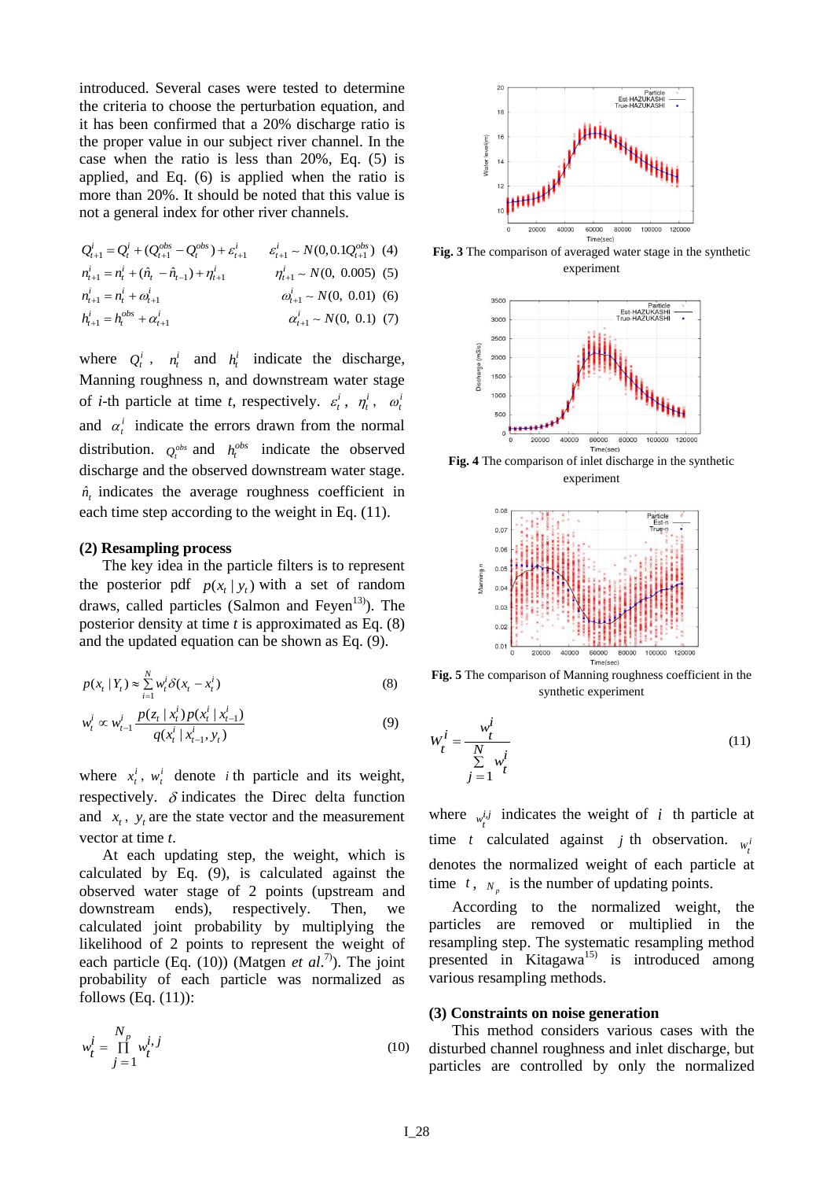introduced. Several cases were tested to determine the criteria to choose the perturbation equation, and it has been confirmed that a 20% discharge ratio is the proper value in our subject river channel. In the case when the ratio is less than 20%, Eq. (5) is applied, and Eq. (6) is applied when the ratio is more than 20%. It should be noted that this value is not a general index for other river channels.

$$Q_{t+1}^i = Q_t^i + (Q_{t+1}^{obs} - Q_t^{obs}) + \varepsilon_{t+1}^i \qquad \varepsilon_{t+1}^i \sim N(0, 0.1Q_{t+1}^{obs}) \quad (4)$$

$$n_{t+1}^i = n_t^i + (\hat{n}_t - \hat{n}_{t-1}) + \eta_{t+1}^i \qquad \eta_{t+1}^i \sim N(0,\ 0.005) \quad (5)$$

$$n_{t+1}^i = n_t^i + \omega_{t+1}^i \qquad \omega_{t+1}^i \sim N(0,\ 0.01) \quad (6)$$

$$h_{t+1}^i = h_t^{obs} + \alpha_{t+1}^i \qquad \alpha_{t+1}^i \sim N(0,\ 0.1) \quad (7)$$

where $Q_t^i$, $n_t^i$ and $h_t^i$ indicate the discharge, Manning roughness n, and downstream water stage of *i*-th particle at time *t*, respectively. $\varepsilon_t^i$, $\eta_t^i$, $\omega_t^i$ and $\alpha_t^i$ indicate the errors drawn from the normal distribution. $Q_t^{obs}$ and $h_t^{obs}$ indicate the observed discharge and the observed downstream water stage. $\hat{n}_t$ indicates the average roughness coefficient in each time step according to the weight in Eq. (11).

**(2) Resampling process**

The key idea in the particle filters is to represent the posterior pdf $p(x_t \mid y_t)$ with a set of random draws, called particles (Salmon and Feyen[13]). The posterior density at time *t* is approximated as Eq. (8) and the updated equation can be shown as Eq. (9).

$$p(x_t \mid Y_t) \approx \sum_{i=1}^{N} w_t^i \delta(x_t - x_t^i) \quad (8)$$

$$w_t^i \propto w_{t-1}^i \frac{p(z_t \mid x_t^i) p(x_t^i \mid x_{t-1}^i)}{q(x_t^i \mid x_{t-1}^i, y_t)} \quad (9)$$

where $x_t^i$, $w_t^i$ denote $i$ th particle and its weight, respectively. $\delta$ indicates the Direc delta function and $x_t$, $y_t$ are the state vector and the measurement vector at time *t*.

At each updating step, the weight, which is calculated by Eq. (9), is calculated against the observed water stage of 2 points (upstream and downstream ends), respectively. Then, we calculated joint probability by multiplying the likelihood of 2 points to represent the weight of each particle (Eq. (10)) (Matgen *et al.*[7]). The joint probability of each particle was normalized as follows (Eq. (11)):

$$w_t^i = \prod_{j=1}^{N_p} w_t^{i,j} \quad (10)$$

Fig. 3 The comparison of averaged water stage in the synthetic experiment

Fig. 4 The comparison of inlet discharge in the synthetic experiment

Fig. 5 The comparison of Manning roughness coefficient in the synthetic experiment

$$W_t^i = \frac{w_t^i}{\sum_{j=1}^{N} w_t^j} \quad (11)$$

where $w_t^{i,j}$ indicates the weight of $i$ th particle at time $t$ calculated against $j$ th observation. $W_t^i$ denotes the normalized weight of each particle at time $t$, $N_p$ is the number of updating points.

According to the normalized weight, the particles are removed or multiplied in the resampling step. The systematic resampling method presented in Kitagawa[15] is introduced among various resampling methods.

**(3) Constraints on noise generation**

This method considers various cases with the disturbed channel roughness and inlet discharge, but particles are controlled by only the normalized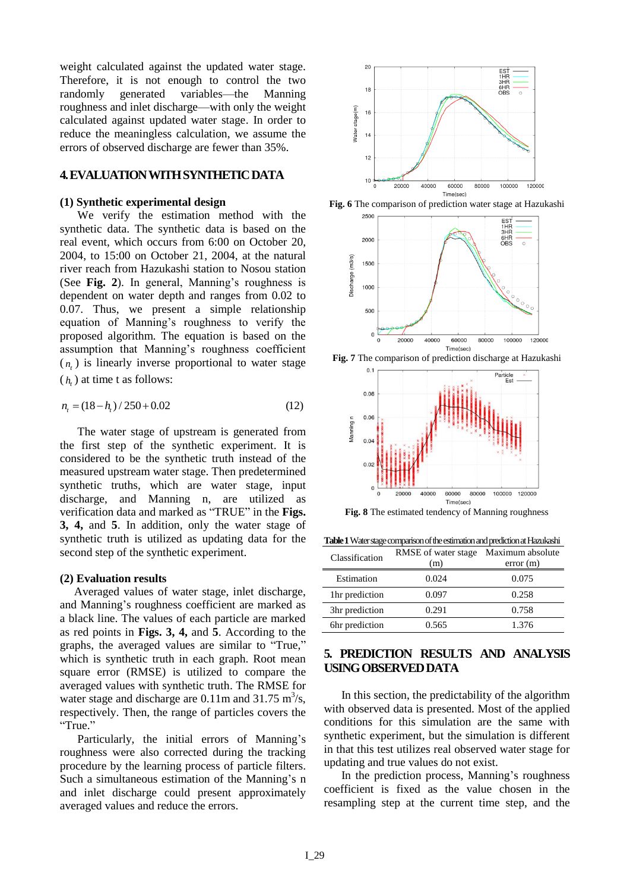weight calculated against the updated water stage. Therefore, it is not enough to control the two randomly generated variables—the Manning roughness and inlet discharge—with only the weight calculated against updated water stage. In order to reduce the meaningless calculation, we assume the errors of observed discharge are fewer than 35%.

## 4. EVALUATION WITH SYNTHETIC DATA

### (1) Synthetic experimental design

We verify the estimation method with the synthetic data. The synthetic data is based on the real event, which occurs from 6:00 on October 20, 2004, to 15:00 on October 21, 2004, at the natural river reach from Hazukashi station to Nosou station (See **Fig. 2**). In general, Manning's roughness is dependent on water depth and ranges from 0.02 to 0.07. Thus, we present a simple relationship equation of Manning's roughness to verify the proposed algorithm. The equation is based on the assumption that Manning's roughness coefficient ($n_t$) is linearly inverse proportional to water stage ($h_t$) at time t as follows:

$$n_t = (18 - h_t)/250 + 0.02 \tag{12}$$

The water stage of upstream is generated from the first step of the synthetic experiment. It is considered to be the synthetic truth instead of the measured upstream water stage. Then predetermined synthetic truths, which are water stage, input discharge, and Manning n, are utilized as verification data and marked as "TRUE" in the **Figs. 3, 4,** and **5**. In addition, only the water stage of synthetic truth is utilized as updating data for the second step of the synthetic experiment.

### (2) Evaluation results

Averaged values of water stage, inlet discharge, and Manning's roughness coefficient are marked as a black line. The values of each particle are marked as red points in **Figs. 3, 4,** and **5**. According to the graphs, the averaged values are similar to "True," which is synthetic truth in each graph. Root mean square error (RMSE) is utilized to compare the averaged values with synthetic truth. The RMSE for water stage and discharge are 0.11m and 31.75 $m^3/s$, respectively. Then, the range of particles covers the "True."

Particularly, the initial errors of Manning's roughness were also corrected during the tracking procedure by the learning process of particle filters. Such a simultaneous estimation of the Manning's n and inlet discharge could present approximately averaged values and reduce the errors.

**Fig. 6** The comparison of prediction water stage at Hazukashi

**Fig. 7** The comparison of prediction discharge at Hazukashi

**Fig. 8** The estimated tendency of Manning roughness

**Table 1** Water stage comparison of the estimation and prediction at Hazukashi

| Classification | RMSE of water stage (m) | Maximum absolute error (m) |
|---|---|---|
| Estimation | 0.024 | 0.075 |
| 1hr prediction | 0.097 | 0.258 |
| 3hr prediction | 0.291 | 0.758 |
| 6hr prediction | 0.565 | 1.376 |

## 5. PREDICTION RESULTS AND ANALYSIS USING OBSERVED DATA

In this section, the predictability of the algorithm with observed data is presented. Most of the applied conditions for this simulation are the same with synthetic experiment, but the simulation is different in that this test utilizes real observed water stage for updating and true values do not exist.

In the prediction process, Manning's roughness coefficient is fixed as the value chosen in the resampling step at the current time step, and the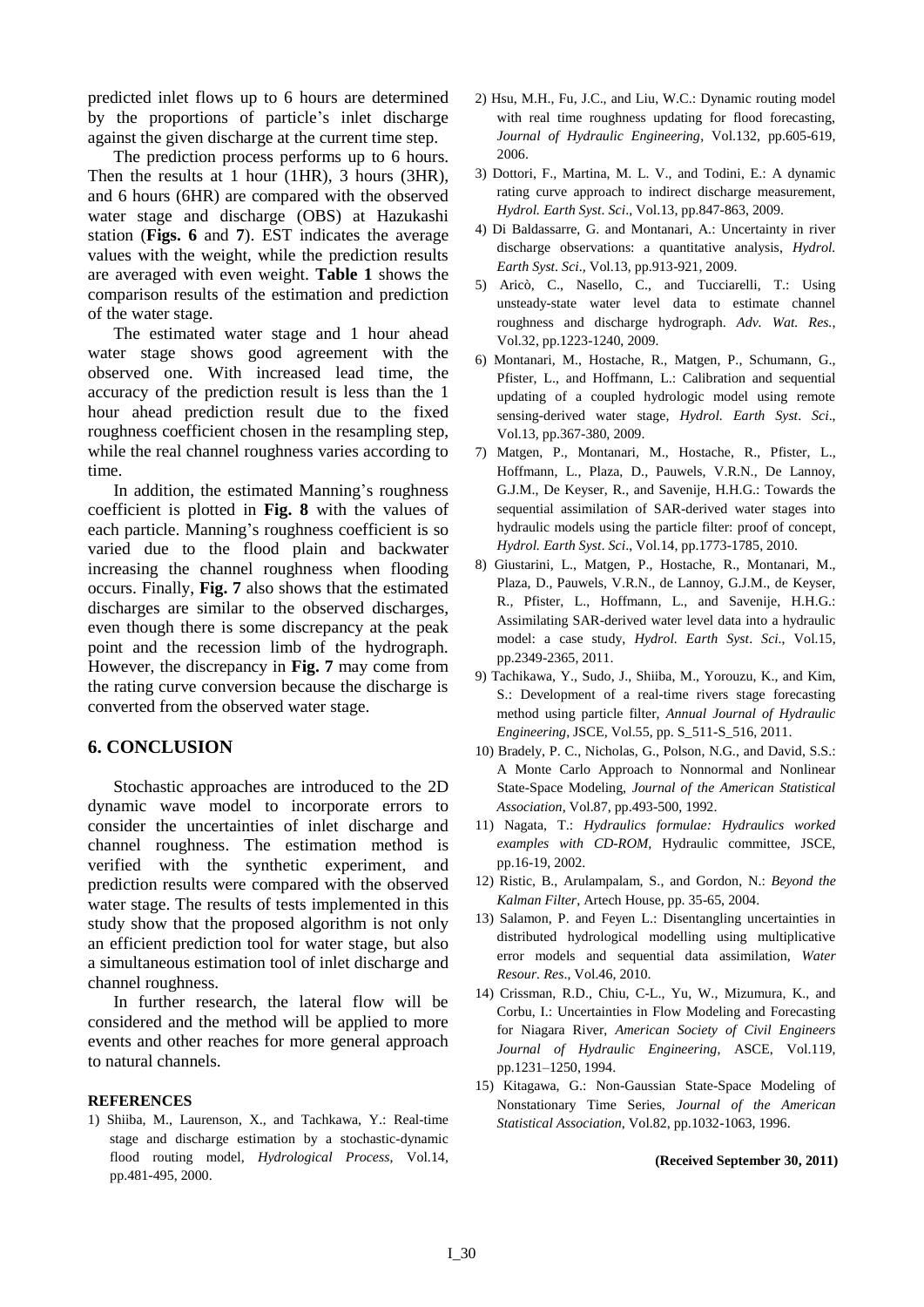predicted inlet flows up to 6 hours are determined by the proportions of particle's inlet discharge against the given discharge at the current time step.

The prediction process performs up to 6 hours. Then the results at 1 hour (1HR), 3 hours (3HR), and 6 hours (6HR) are compared with the observed water stage and discharge (OBS) at Hazukashi station (**Figs. 6** and **7**). EST indicates the average values with the weight, while the prediction results are averaged with even weight. **Table 1** shows the comparison results of the estimation and prediction of the water stage.

The estimated water stage and 1 hour ahead water stage shows good agreement with the observed one. With increased lead time, the accuracy of the prediction result is less than the 1 hour ahead prediction result due to the fixed roughness coefficient chosen in the resampling step, while the real channel roughness varies according to time.

In addition, the estimated Manning's roughness coefficient is plotted in **Fig. 8** with the values of each particle. Manning's roughness coefficient is so varied due to the flood plain and backwater increasing the channel roughness when flooding occurs. Finally, **Fig. 7** also shows that the estimated discharges are similar to the observed discharges, even though there is some discrepancy at the peak point and the recession limb of the hydrograph. However, the discrepancy in **Fig. 7** may come from the rating curve conversion because the discharge is converted from the observed water stage.

## 6. CONCLUSION

Stochastic approaches are introduced to the 2D dynamic wave model to incorporate errors to consider the uncertainties of inlet discharge and channel roughness. The estimation method is verified with the synthetic experiment, and prediction results were compared with the observed water stage. The results of tests implemented in this study show that the proposed algorithm is not only an efficient prediction tool for water stage, but also a simultaneous estimation tool of inlet discharge and channel roughness.

In further research, the lateral flow will be considered and the method will be applied to more events and other reaches for more general approach to natural channels.

### REFERENCES

1) Shiiba, M., Laurenson, X., and Tachkawa, Y.: Real-time stage and discharge estimation by a stochastic-dynamic flood routing model, *Hydrological Process*, Vol.14, pp.481-495, 2000.
2) Hsu, M.H., Fu, J.C., and Liu, W.C.: Dynamic routing model with real time roughness updating for flood forecasting, *Journal of Hydraulic Engineering*, Vol.132, pp.605-619, 2006.
3) Dottori, F., Martina, M. L. V., and Todini, E.: A dynamic rating curve approach to indirect discharge measurement, *Hydrol. Earth Syst. Sci*., Vol.13, pp.847-863, 2009.
4) Di Baldassarre, G. and Montanari, A.: Uncertainty in river discharge observations: a quantitative analysis, *Hydrol. Earth Syst. Sci*., Vol.13, pp.913-921, 2009.
5) Aricò, C., Nasello, C., and Tucciarelli, T.: Using unsteady-state water level data to estimate channel roughness and discharge hydrograph. *Adv. Wat. Res.*, Vol.32, pp.1223-1240, 2009.
6) Montanari, M., Hostache, R., Matgen, P., Schumann, G., Pfister, L., and Hoffmann, L.: Calibration and sequential updating of a coupled hydrologic model using remote sensing-derived water stage, *Hydrol. Earth Syst. Sci*., Vol.13, pp.367-380, 2009.
7) Matgen, P., Montanari, M., Hostache, R., Pfister, L., Hoffmann, L., Plaza, D., Pauwels, V.R.N., De Lannoy, G.J.M., De Keyser, R., and Savenije, H.H.G.: Towards the sequential assimilation of SAR-derived water stages into hydraulic models using the particle filter: proof of concept, *Hydrol. Earth Syst. Sci*., Vol.14, pp.1773-1785, 2010.
8) Giustarini, L., Matgen, P., Hostache, R., Montanari, M., Plaza, D., Pauwels, V.R.N., de Lannoy, G.J.M., de Keyser, R., Pfister, L., Hoffmann, L., and Savenije, H.H.G.: Assimilating SAR-derived water level data into a hydraulic model: a case study, *Hydrol. Earth Syst. Sci*., Vol.15, pp.2349-2365, 2011.
9) Tachikawa, Y., Sudo, J., Shiiba, M., Yorouzu, K., and Kim, S.: Development of a real-time rivers stage forecasting method using particle filter, *Annual Journal of Hydraulic Engineering*, JSCE, Vol.55, pp. S_511-S_516, 2011.
10) Bradely, P. C., Nicholas, G., Polson, N.G., and David, S.S.: A Monte Carlo Approach to Nonnormal and Nonlinear State-Space Modeling, *Journal of the American Statistical Association*, Vol.87, pp.493-500, 1992.
11) Nagata, T.: *Hydraulics formulae: Hydraulics worked examples with CD-ROM*, Hydraulic committee, JSCE, pp.16-19, 2002.
12) Ristic, B., Arulampalam, S., and Gordon, N.: *Beyond the Kalman Filter*, Artech House, pp. 35-65, 2004.
13) Salamon, P. and Feyen L.: Disentangling uncertainties in distributed hydrological modelling using multiplicative error models and sequential data assimilation, *Water Resour. Res*., Vol.46, 2010.
14) Crissman, R.D., Chiu, C-L., Yu, W., Mizumura, K., and Corbu, I.: Uncertainties in Flow Modeling and Forecasting for Niagara River, *American Society of Civil Engineers Journal of Hydraulic Engineering*, ASCE, Vol.119, pp.1231–1250, 1994.
15) Kitagawa, G.: Non-Gaussian State-Space Modeling of Nonstationary Time Series, *Journal of the American Statistical Association*, Vol.82, pp.1032-1063, 1996.

**(Received September 30, 2011)**